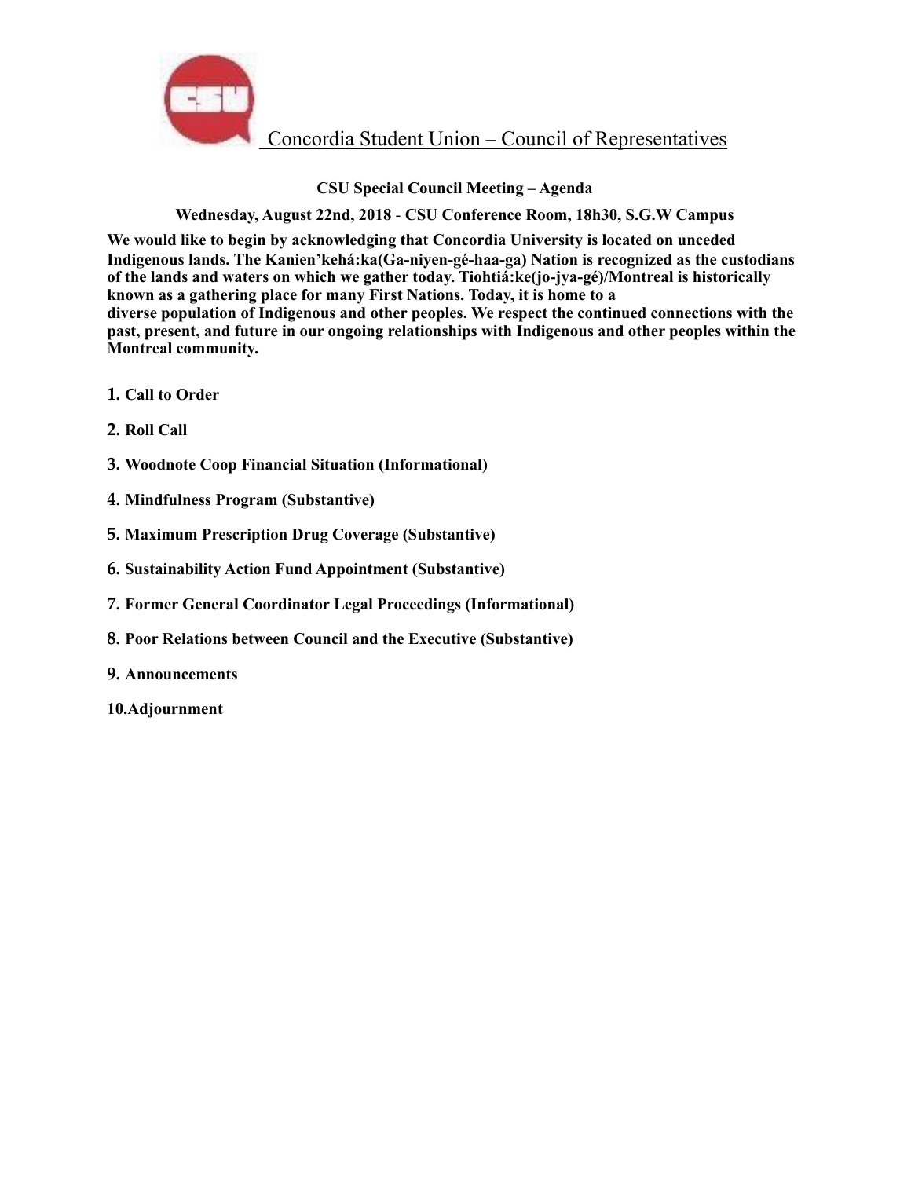Concordia Student Union – Council of Representatives

**CSU Special Council Meeting – Agenda**

**Wednesday, August 22nd, 2018 - CSU Conference Room, 18h30, S.G.W Campus**

**We would like to begin by acknowledging that Concordia University is located on unceded Indigenous lands. The Kanien'kehá:ka(Ga-niyen-gé-haa-ga) Nation is recognized as the custodians of the lands and waters on which we gather today. Tiohtiá:ke(jo-jya-gé)/Montreal is historically known as a gathering place for many First Nations. Today, it is home to a diverse population of Indigenous and other peoples. We respect the continued connections with the past, present, and future in our ongoing relationships with Indigenous and other peoples within the Montreal community.**

1. **Call to Order**
2. **Roll Call**
3. **Woodnote Coop Financial Situation (Informational)**
4. **Mindfulness Program (Substantive)**
5. **Maximum Prescription Drug Coverage (Substantive)**
6. **Sustainability Action Fund Appointment (Substantive)**
7. **Former General Coordinator Legal Proceedings (Informational)**
8. **Poor Relations between Council and the Executive (Substantive)**
9. **Announcements**
10. **Adjournment**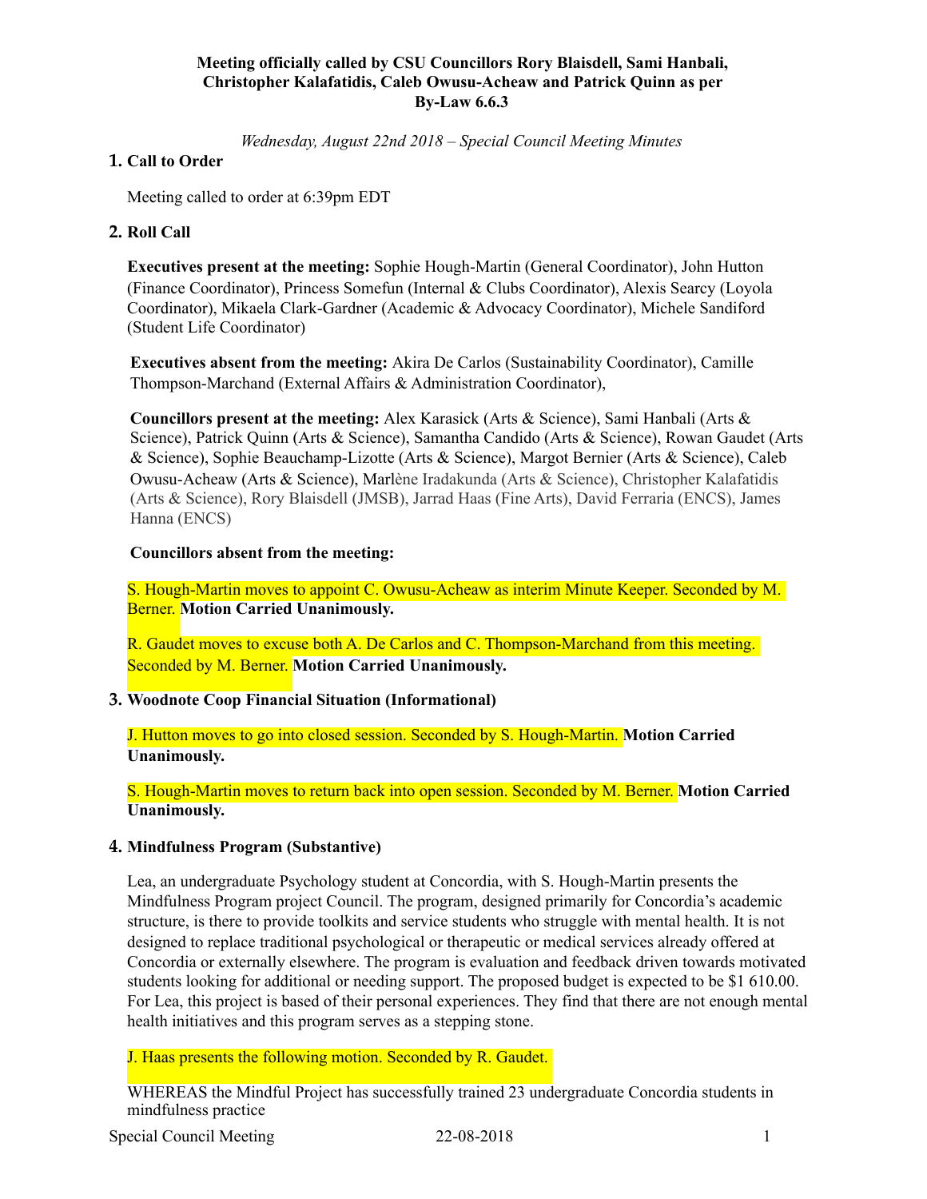**Meeting officially called by CSU Councillors Rory Blaisdell, Sami Hanbali, Christopher Kalafatidis, Caleb Owusu-Acheaw and Patrick Quinn as per By-Law 6.6.3**

*Wednesday, August 22nd 2018 – Special Council Meeting Minutes*

## 1. Call to Order

Meeting called to order at 6:39pm EDT

## 2. Roll Call

**Executives present at the meeting:** Sophie Hough-Martin (General Coordinator), John Hutton (Finance Coordinator), Princess Somefun (Internal & Clubs Coordinator), Alexis Searcy (Loyola Coordinator), Mikaela Clark-Gardner (Academic & Advocacy Coordinator), Michele Sandiford (Student Life Coordinator)

**Executives absent from the meeting:** Akira De Carlos (Sustainability Coordinator), Camille Thompson-Marchand (External Affairs & Administration Coordinator),

**Councillors present at the meeting:** Alex Karasick (Arts & Science), Sami Hanbali (Arts & Science), Patrick Quinn (Arts & Science), Samantha Candido (Arts & Science), Rowan Gaudet (Arts & Science), Sophie Beauchamp-Lizotte (Arts & Science), Margot Bernier (Arts & Science), Caleb Owusu-Acheaw (Arts & Science), Marlène Iradakunda (Arts & Science), Christopher Kalafatidis (Arts & Science), Rory Blaisdell (JMSB), Jarrad Haas (Fine Arts), David Ferraria (ENCS), James Hanna (ENCS)

**Councillors absent from the meeting:**

S. Hough-Martin moves to appoint C. Owusu-Acheaw as interim Minute Keeper. Seconded by M. Berner. **Motion Carried Unanimously.**

R. Gaudet moves to excuse both A. De Carlos and C. Thompson-Marchand from this meeting. Seconded by M. Berner. **Motion Carried Unanimously.**

## 3. Woodnote Coop Financial Situation (Informational)

J. Hutton moves to go into closed session. Seconded by S. Hough-Martin. **Motion Carried Unanimously.**

S. Hough-Martin moves to return back into open session. Seconded by M. Berner. **Motion Carried Unanimously.**

## 4. Mindfulness Program (Substantive)

Lea, an undergraduate Psychology student at Concordia, with S. Hough-Martin presents the Mindfulness Program project Council. The program, designed primarily for Concordia's academic structure, is there to provide toolkits and service students who struggle with mental health. It is not designed to replace traditional psychological or therapeutic or medical services already offered at Concordia or externally elsewhere. The program is evaluation and feedback driven towards motivated students looking for additional or needing support. The proposed budget is expected to be $1 610.00. For Lea, this project is based of their personal experiences. They find that there are not enough mental health initiatives and this program serves as a stepping stone.

J. Haas presents the following motion. Seconded by R. Gaudet.

WHEREAS the Mindful Project has successfully trained 23 undergraduate Concordia students in mindfulness practice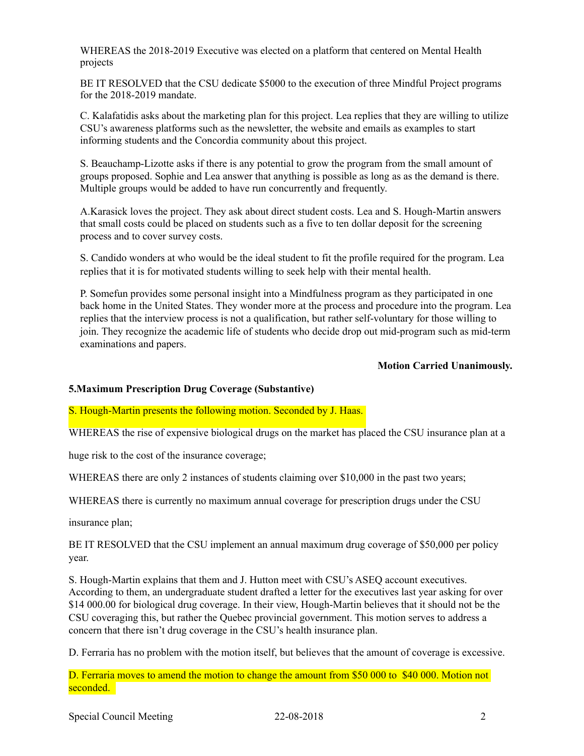WHEREAS the 2018-2019 Executive was elected on a platform that centered on Mental Health projects

BE IT RESOLVED that the CSU dedicate $5000 to the execution of three Mindful Project programs for the 2018-2019 mandate.

C. Kalafatidis asks about the marketing plan for this project. Lea replies that they are willing to utilize CSU's awareness platforms such as the newsletter, the website and emails as examples to start informing students and the Concordia community about this project.

S. Beauchamp-Lizotte asks if there is any potential to grow the program from the small amount of groups proposed. Sophie and Lea answer that anything is possible as long as as the demand is there. Multiple groups would be added to have run concurrently and frequently.

A.Karasick loves the project. They ask about direct student costs. Lea and S. Hough-Martin answers that small costs could be placed on students such as a five to ten dollar deposit for the screening process and to cover survey costs.

S. Candido wonders at who would be the ideal student to fit the profile required for the program. Lea replies that it is for motivated students willing to seek help with their mental health.

P. Somefun provides some personal insight into a Mindfulness program as they participated in one back home in the United States. They wonder more at the process and procedure into the program. Lea replies that the interview process is not a qualification, but rather self-voluntary for those willing to join. They recognize the academic life of students who decide drop out mid-program such as mid-term examinations and papers.

**Motion Carried Unanimously.**

### 5.Maximum Prescription Drug Coverage (Substantive)

S. Hough-Martin presents the following motion. Seconded by J. Haas.

WHEREAS the rise of expensive biological drugs on the market has placed the CSU insurance plan at a huge risk to the cost of the insurance coverage;

WHEREAS there are only 2 instances of students claiming over $10,000 in the past two years;

WHEREAS there is currently no maximum annual coverage for prescription drugs under the CSU insurance plan;

BE IT RESOLVED that the CSU implement an annual maximum drug coverage of $50,000 per policy year.

S. Hough-Martin explains that them and J. Hutton meet with CSU's ASEQ account executives. According to them, an undergraduate student drafted a letter for the executives last year asking for over $14 000.00 for biological drug coverage. In their view, Hough-Martin believes that it should not be the CSU coveraging this, but rather the Quebec provincial government. This motion serves to address a concern that there isn't drug coverage in the CSU's health insurance plan.

D. Ferraria has no problem with the motion itself, but believes that the amount of coverage is excessive.

D. Ferraria moves to amend the motion to change the amount from $50 000 to $40 000. Motion not seconded.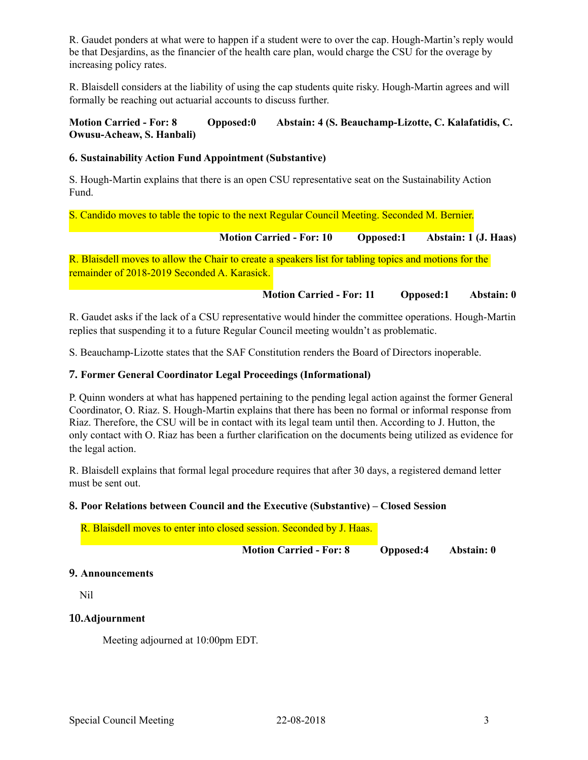R. Gaudet ponders at what were to happen if a student were to over the cap. Hough-Martin's reply would be that Desjardins, as the financier of the health care plan, would charge the CSU for the overage by increasing policy rates.

R. Blaisdell considers at the liability of using the cap students quite risky. Hough-Martin agrees and will formally be reaching out actuarial accounts to discuss further.

**Motion Carried - For: 8 Opposed:0 Abstain: 4 (S. Beauchamp-Lizotte, C. Kalafatidis, C. Owusu-Acheaw, S. Hanbali)**

### 6. Sustainability Action Fund Appointment (Substantive)

S. Hough-Martin explains that there is an open CSU representative seat on the Sustainability Action Fund.

S. Candido moves to table the topic to the next Regular Council Meeting. Seconded M. Bernier.

**Motion Carried - For: 10 Opposed:1 Abstain: 1 (J. Haas)**

R. Blaisdell moves to allow the Chair to create a speakers list for tabling topics and motions for the remainder of 2018-2019 Seconded A. Karasick.

**Motion Carried - For: 11 Opposed:1 Abstain: 0**

R. Gaudet asks if the lack of a CSU representative would hinder the committee operations. Hough-Martin replies that suspending it to a future Regular Council meeting wouldn't as problematic.

S. Beauchamp-Lizotte states that the SAF Constitution renders the Board of Directors inoperable.

### 7. Former General Coordinator Legal Proceedings (Informational)

P. Quinn wonders at what has happened pertaining to the pending legal action against the former General Coordinator, O. Riaz. S. Hough-Martin explains that there has been no formal or informal response from Riaz. Therefore, the CSU will be in contact with its legal team until then. According to J. Hutton, the only contact with O. Riaz has been a further clarification on the documents being utilized as evidence for the legal action.

R. Blaisdell explains that formal legal procedure requires that after 30 days, a registered demand letter must be sent out.

### 8. Poor Relations between Council and the Executive (Substantive) – Closed Session

R. Blaisdell moves to enter into closed session. Seconded by J. Haas.

**Motion Carried - For: 8 Opposed:4 Abstain: 0**

### 9. Announcements

Nil

### 10. Adjournment

Meeting adjourned at 10:00pm EDT.